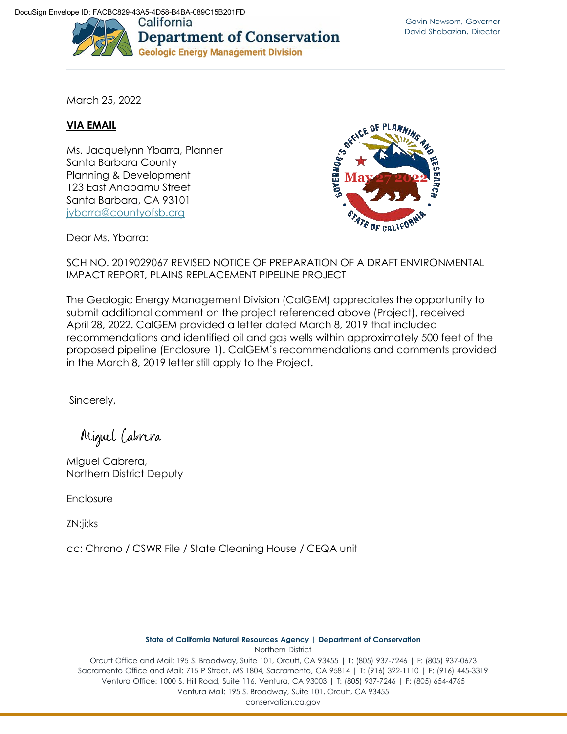DocuSign Envelope ID: FACBC829-43A5-4D58-B4BA-089C15B201FD

California
**Department of Conservation**
**Geologic Energy Management Division**

Gavin Newsom, Governor
David Shabazian, Director

March 25, 2022

**VIA EMAIL**

Ms. Jacquelynn Ybarra, Planner
Santa Barbara County
Planning & Development
123 East Anapamu Street
Santa Barbara, CA 93101
jybarra@countyofsb.org

GOVERNOR'S OFFICE OF PLANNING AND RESEARCH
May 27 2022
STATE OF CALIFORNIA

Dear Ms. Ybarra:

SCH NO. 2019029067 REVISED NOTICE OF PREPARATION OF A DRAFT ENVIRONMENTAL IMPACT REPORT, PLAINS REPLACEMENT PIPELINE PROJECT

The Geologic Energy Management Division (CalGEM) appreciates the opportunity to submit additional comment on the project referenced above (Project), received April 28, 2022. CalGEM provided a letter dated March 8, 2019 that included recommendations and identified oil and gas wells within approximately 500 feet of the proposed pipeline (Enclosure 1). CalGEM's recommendations and comments provided in the March 8, 2019 letter still apply to the Project.

Sincerely,

Miguel Cabrera

Miguel Cabrera,
Northern District Deputy

Enclosure

ZN:ji:ks

cc: Chrono / CSWR File / State Cleaning House / CEQA unit

**State of California Natural Resources Agency | Department of Conservation**
Northern District
Orcutt Office and Mail: 195 S. Broadway, Suite 101, Orcutt, CA 93455 | T: (805) 937-7246 | F: (805) 937-0673
Sacramento Office and Mail: 715 P Street, MS 1804, Sacramento, CA 95814 | T: (916) 322-1110 | F: (916) 445-3319
Ventura Office: 1000 S. Hill Road, Suite 116, Ventura, CA 93003 | T: (805) 937-7246 | F: (805) 654-4765
Ventura Mail: 195 S. Broadway, Suite 101, Orcutt, CA 93455
conservation.ca.gov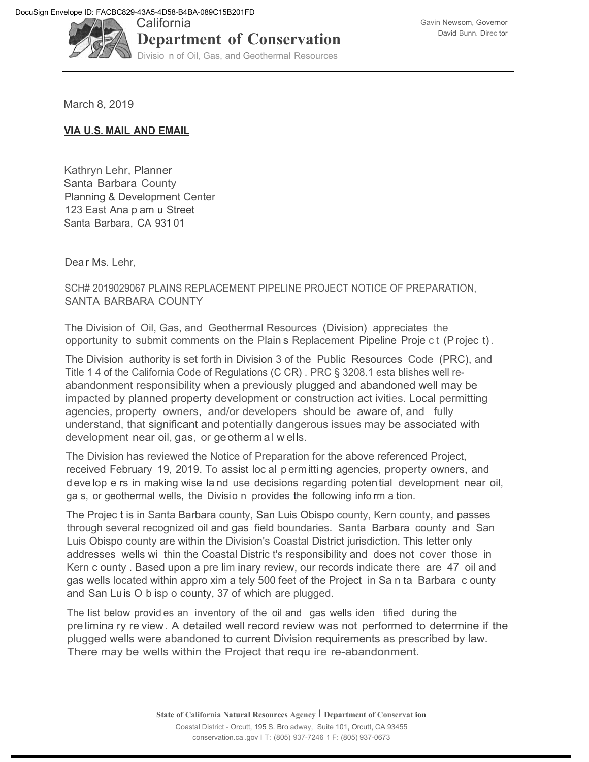DocuSign Envelope ID: FACBC829-43A5-4D58-B4BA-089C15B201FD

California
**Department of Conservation**
Division of Oil, Gas, and Geothermal Resources

Gavin Newsom, Governor
David Bunn, Director

March 8, 2019

**VIA U.S. MAIL AND EMAIL**

Kathryn Lehr, Planner
Santa Barbara County
Planning & Development Center
123 East Anapamu Street
Santa Barbara, CA 93101

Dear Ms. Lehr,

SCH# 2019029067 PLAINS REPLACEMENT PIPELINE PROJECT NOTICE OF PREPARATION, SANTA BARBARA COUNTY

The Division of Oil, Gas, and Geothermal Resources (Division) appreciates the opportunity to submit comments on the Plains Replacement Pipeline Project (Project).

The Division authority is set forth in Division 3 of the Public Resources Code (PRC), and Title 14 of the California Code of Regulations (CCR). PRC § 3208.1 establishes well re-abandonment responsibility when a previously plugged and abandoned well may be impacted by planned property development or construction activities. Local permitting agencies, property owners, and/or developers should be aware of, and fully understand, that significant and potentially dangerous issues may be associated with development near oil, gas, or geothermal wells.

The Division has reviewed the Notice of Preparation for the above referenced Project, received February 19, 2019. To assist local permitting agencies, property owners, and developers in making wise land use decisions regarding potential development near oil, gas, or geothermal wells, the Division provides the following information.

The Project is in Santa Barbara county, San Luis Obispo county, Kern county, and passes through several recognized oil and gas field boundaries. Santa Barbara county and San Luis Obispo county are within the Division's Coastal District jurisdiction. This letter only addresses wells within the Coastal District's responsibility and does not cover those in Kern county. Based upon a preliminary review, our records indicate there are 47 oil and gas wells located within approximately 500 feet of the Project in Santa Barbara county and San Luis Obispo county, 37 of which are plugged.

The list below provides an inventory of the oil and gas wells identified during the preliminary review. A detailed well record review was not performed to determine if the plugged wells were abandoned to current Division requirements as prescribed by law. There may be wells within the Project that require re-abandonment.

State of California Natural Resources Agency | Department of Conservation
Coastal District - Orcutt, 195 S. Broadway, Suite 101, Orcutt, CA 93455
conservation.ca.gov | T: (805) 937-7246 | F: (805) 937-0673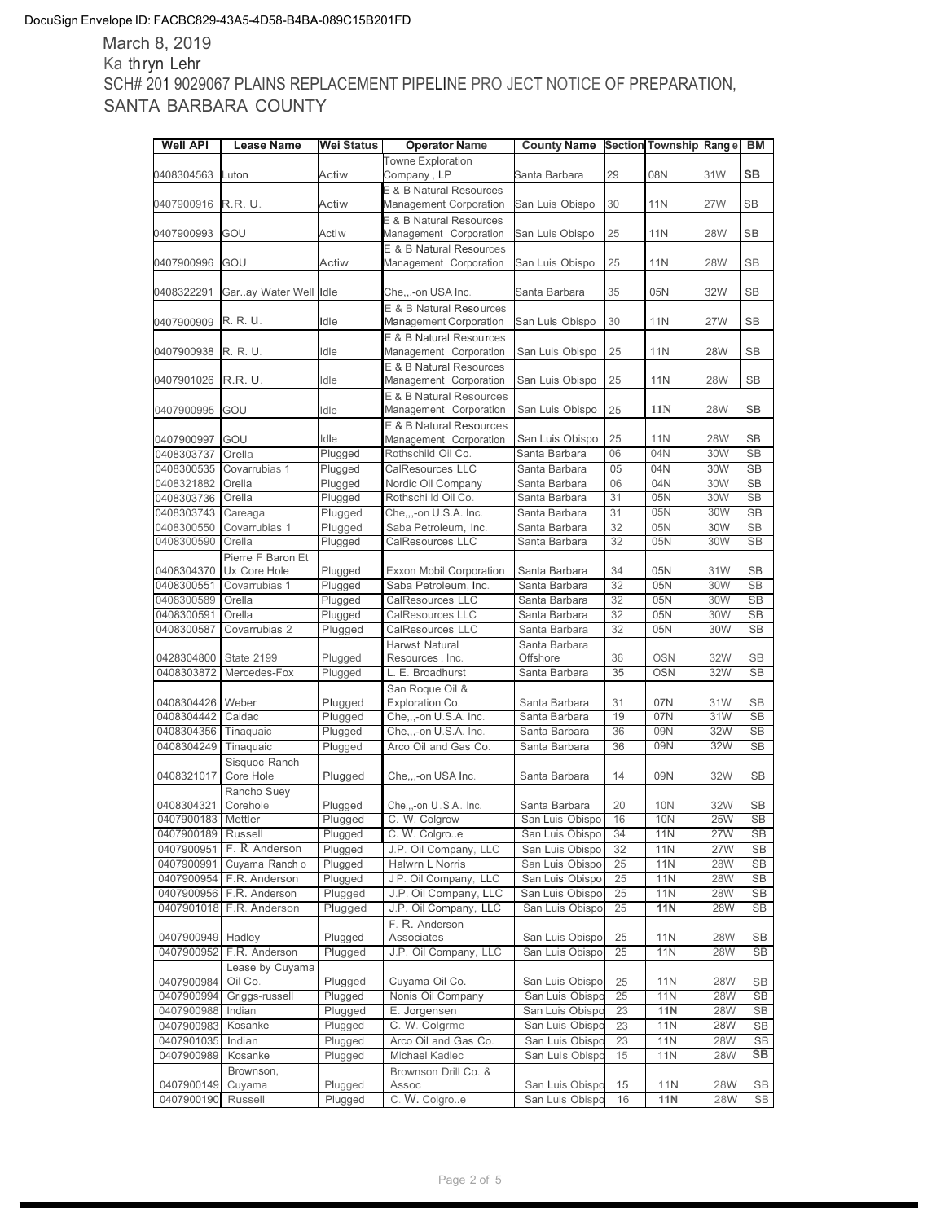DocuSign Envelope ID: FACBC829-43A5-4D58-B4BA-089C15B201FD

March 8, 2019
Kathryn Lehr
SCH# 2019029067 PLAINS REPLACEMENT PIPELINE PROJECT NOTICE OF PREPARATION, SANTA BARBARA COUNTY

| Well API | Lease Name | Wel Status | Operator Name | County Name | Section | Township | Range | BM |
|---|---|---|---|---|---|---|---|---|
| 0408304563 | Luton | Actiw | Towne Exploration Company , LP | Santa Barbara | 29 | 08N | 31W | SB |
| 0407900916 | R.R. U. | Actiw | E & B Natural Resources Management Corporation | San Luis Obispo | 30 | 11N | 27W | SB |
| 0407900993 | GOU | Actiw | E & B Natural Resources Management Corporation | San Luis Obispo | 25 | 11N | 28W | SB |
| 0407900996 | GOU | Actiw | E & B Natural Resources Management Corporation | San Luis Obispo | 25 | 11N | 28W | SB |
| 0408322291 | Gar..ay Water Well | Idle | Che,,,-on USA Inc. | Santa Barbara | 35 | 05N | 32W | SB |
| 0407900909 | R. R. U. | Idle | E & B Natural Resources Management Corporation | San Luis Obispo | 30 | 11N | 27W | SB |
| 0407900938 | R. R. U. | Idle | E & B Natural Resources Management Corporation | San Luis Obispo | 25 | 11N | 28W | SB |
| 0407901026 | R.R. U. | Idle | E & B Natural Resources Management Corporation | San Luis Obispo | 25 | 11N | 28W | SB |
| 0407900995 | GOU | Idle | E & B Natural Resources Management Corporation | San Luis Obispo | 25 | 11N | 28W | SB |
| 0407900997 | GOU | Idle | E & B Natural Resources Management Corporation | San Luis Obispo | 25 | 11N | 28W | SB |
| 0408303737 | Orella | Plugged | Rothschild Oil Co. | Santa Barbara | 06 | 04N | 30W | SB |
| 0408300535 | Covarrubias 1 | Plugged | CalResources LLC | Santa Barbara | 05 | 04N | 30W | SB |
| 0408321882 | Orella | Plugged | Nordic Oil Company | Santa Barbara | 06 | 04N | 30W | SB |
| 0408303736 | Orella | Plugged | Rothschild Oil Co. | Santa Barbara | 31 | 05N | 30W | SB |
| 0408303743 | Careaga | Plugged | Che,,,-on U.S.A. Inc. | Santa Barbara | 31 | 05N | 30W | SB |
| 0408300550 | Covarrubias 1 | Plugged | Saba Petroleum, Inc. | Santa Barbara | 32 | 05N | 30W | SB |
| 0408300590 | Orella | Plugged | CalResources LLC | Santa Barbara | 32 | 05N | 30W | SB |
| 0408304370 | Pierre F Baron Et Ux Core Hole | Plugged | Exxon Mobil Corporation | Santa Barbara | 34 | 05N | 31W | SB |
| 0408300551 | Covarrubias 1 | Plugged | Saba Petroleum, Inc. | Santa Barbara | 32 | 05N | 30W | SB |
| 0408300589 | Orella | Plugged | CalResources LLC | Santa Barbara | 32 | 05N | 30W | SB |
| 0408300591 | Orella | Plugged | CalResources LLC | Santa Barbara | 32 | 05N | 30W | SB |
| 0408300587 | Covarrubias 2 | Plugged | CalResources LLC | Santa Barbara | 32 | 05N | 30W | SB |
| 0428304800 | State 2199 | Plugged | Harwst Natural Resources , Inc. | Santa Barbara Offshore | 36 | OSN | 32W | SB |
| 0408303872 | Mercedes-Fox | Plugged | L. E. Broadhurst | Santa Barbara | 35 | OSN | 32W | SB |
| 0408304426 | Weber | Plugged | San Roque Oil & Exploration Co. | Santa Barbara | 31 | 07N | 31W | SB |
| 0408304442 | Caldac | Plugged | Che,,,-on U.S.A. Inc. | Santa Barbara | 19 | 07N | 31W | SB |
| 0408304356 | Tinaquaic | Plugged | Che,,,-on U.S.A. Inc. | Santa Barbara | 36 | 09N | 32W | SB |
| 0408304249 | Tinaquaic | Plugged | Arco Oil and Gas Co. | Santa Barbara | 36 | 09N | 32W | SB |
| 0408321017 | Sisquoc Ranch Core Hole | Plugged | Che,,,-on USA Inc. | Santa Barbara | 14 | 09N | 32W | SB |
| 0408304321 | Rancho Suey Corehole | Plugged | Che,,,-on U.S.A. Inc. | Santa Barbara | 20 | 10N | 32W | SB |
| 0407900183 | Mettler | Plugged | C. W. Colgrow | San Luis Obispo | 16 | 10N | 25W | SB |
| 0407900189 | Russell | Plugged | C. W. Colgro..e | San Luis Obispo | 34 | 11N | 27W | SB |
| 0407900951 | F. R Anderson | Plugged | J.P. Oil Company, LLC | San Luis Obispo | 32 | 11N | 27W | SB |
| 0407900991 | Cuyama Ranch o | Plugged | Halwrn L Norris | San Luis Obispo | 25 | 11N | 28W | SB |
| 0407900954 | F.R. Anderson | Plugged | J.P. Oil Company, LLC | San Luis Obispo | 25 | 11N | 28W | SB |
| 0407900956 | F.R. Anderson | Plugged | J.P. Oil Company, LLC | San Luis Obispo | 25 | 11N | 28W | SB |
| 0407901018 | F.R. Anderson | Plugged | J.P. Oil Company, LLC | San Luis Obispo | 25 | 11N | 28W | SB |
| 0407900949 | Hadley | Plugged | F. R. Anderson Associates | San Luis Obispo | 25 | 11N | 28W | SB |
| 0407900952 | F.R. Anderson | Plugged | J.P. Oil Company, LLC | San Luis Obispo | 25 | 11N | 28W | SB |
| 0407900984 | Lease by Cuyama Oil Co. | Plugged | Cuyama Oil Co. | San Luis Obispo | 25 | 11N | 28W | SB |
| 0407900994 | Griggs-russell | Plugged | Nonis Oil Company | San Luis Obispo | 25 | 11N | 28W | SB |
| 0407900988 | Indian | Plugged | E. Jorgensen | San Luis Obispo | 23 | 11N | 28W | SB |
| 0407900983 | Kosanke | Plugged | C. W. Colgrme | San Luis Obispo | 23 | 11N | 28W | SB |
| 0407901035 | Indian | Plugged | Arco Oil and Gas Co. | San Luis Obispo | 23 | 11N | 28W | SB |
| 0407900989 | Kosanke | Plugged | Michael Kadlec | San Luis Obispo | 15 | 11N | 28W | SB |
| 0407900149 | Brownson, Cuyama | Plugged | Brownson Drill Co. & Assoc | San Luis Obispo | 15 | 11N | 28W | SB |
| 0407900190 | Russell | Plugged | C. W. Colgro..e | San Luis Obispo | 16 | 11N | 28W | SB |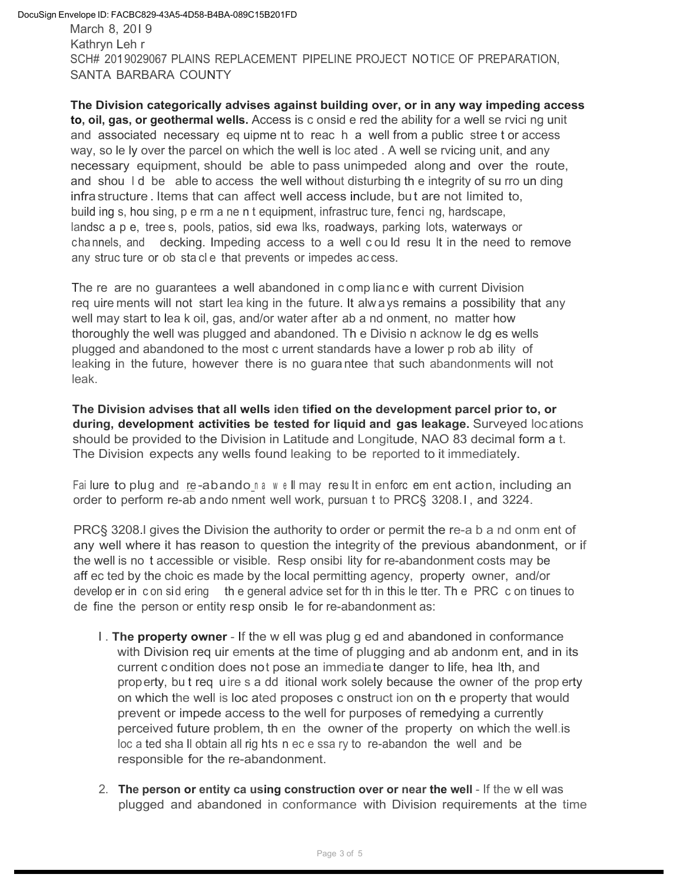March 8, 2019
Kathryn Lehr
SCH# 2019029067 PLAINS REPLACEMENT PIPELINE PROJECT NOTICE OF PREPARATION, SANTA BARBARA COUNTY

**The Division categorically advises against building over, or in any way impeding access to, oil, gas, or geothermal wells.** Access is considered the ability for a well servicing unit and associated necessary equipment to reach a well from a public street or access way, solely over the parcel on which the well is located. A well servicing unit, and any necessary equipment, should be able to pass unimpeded along and over the route, and should be able to access the well without disturbing the integrity of surrounding infrastructure. Items that can affect well access include, but are not limited to, buildings, housing, permanent equipment, infrastructure, fencing, hardscape, landscape, trees, pools, patios, sidewalks, roadways, parking lots, waterways or channels, and decking. Impeding access to a well could result in the need to remove any structure or obstacle that prevents or impedes access.

There are no guarantees a well abandoned in compliance with current Division requirements will not start leaking in the future. It always remains a possibility that any well may start to leak oil, gas, and/or water after abandonment, no matter how thoroughly the well was plugged and abandoned. The Division acknowledges wells plugged and abandoned to the most current standards have a lower probability of leaking in the future, however there is no guarantee that such abandonments will not leak.

**The Division advises that all wells identified on the development parcel prior to, or during, development activities be tested for liquid and gas leakage.** Surveyed locations should be provided to the Division in Latitude and Longitude, NAD 83 decimal format. The Division expects any wells found leaking to be reported to it immediately.

Failure to plug and re-abandon a well may result in enforcement action, including an order to perform re-abandonment well work, pursuant to PRC§ 3208.1, and 3224.

PRC§ 3208.1 gives the Division the authority to order or permit the re-abandonment of any well where it has reason to question the integrity of the previous abandonment, or if the well is not accessible or visible. Responsibility for re-abandonment costs may be affected by the choices made by the local permitting agency, property owner, and/or developer in considering the general advice set forth in this letter. The PRC continues to define the person or entity responsible for re-abandonment as:

1. **The property owner** - If the well was plugged and abandoned in conformance with Division requirements at the time of plugging and abandonment, and in its current condition does not pose an immediate danger to life, health, and property, but requires additional work solely because the owner of the property on which the well is located proposes construction on the property that would prevent or impede access to the well for purposes of remedying a currently perceived future problem, then the owner of the property on which the well is located shall obtain all rights necessary to re-abandon the well and be responsible for the re-abandonment.

2. **The person or entity causing construction over or near the well** - If the well was plugged and abandoned in conformance with Division requirements at the time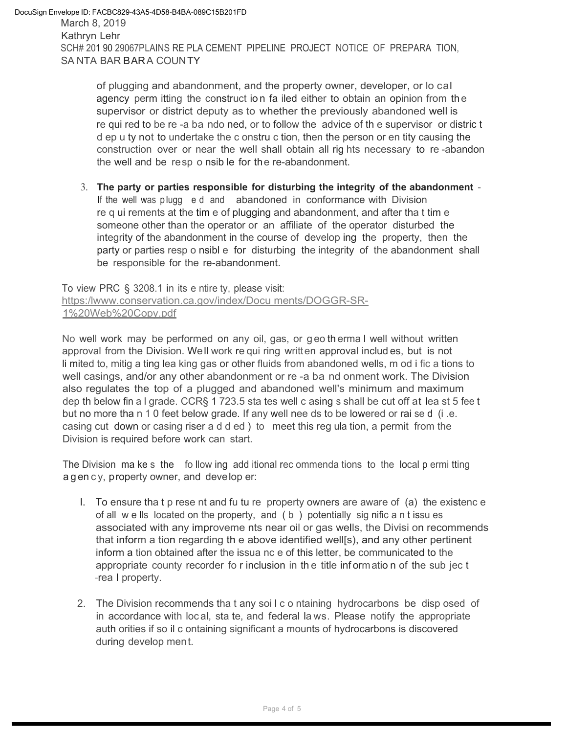of plugging and abandonment, and the property owner, developer, or local agency permitting the construction failed either to obtain an opinion from the supervisor or district deputy as to whether the previously abandoned well is required to be re-abandoned, or to follow the advice of the supervisor or district deputy not to undertake the construction, then the person or entity causing the construction over or near the well shall obtain all rights necessary to re-abandon the well and be responsible for the re-abandonment.

3. **The party or parties responsible for disturbing the integrity of the abandonment** - If the well was plugged and abandoned in conformance with Division requirements at the time of plugging and abandonment, and after that time someone other than the operator or an affiliate of the operator disturbed the integrity of the abandonment in the course of developing the property, then the party or parties responsible for disturbing the integrity of the abandonment shall be responsible for the re-abandonment.

To view PRC § 3208.1 in its entirety, please visit: https://www.conservation.ca.gov/index/Documents/DOGGR-SR-1%20Web%20Copy.pdf

No well work may be performed on any oil, gas, or geothermal well without written approval from the Division. Well work requiring written approval includes, but is not limited to, mitigating leaking gas or other fluids from abandoned wells, modifications to well casings, and/or any other abandonment or re-abandonment work. The Division also regulates the top of a plugged and abandoned well's minimum and maximum depth below final grade. CCR§ 1723.5 states well casings shall be cut off at least 5 feet but no more than 10 feet below grade. If any well needs to be lowered or raised (i.e. casing cut down or casing riser added) to meet this regulation, a permit from the Division is required before work can start.

The Division makes the following additional recommendations to the local permitting agency, property owner, and developer:

1. To ensure that present and future property owners are aware of (a) the existence of all wells located on the property, and (b) potentially significant issues associated with any improvements near oil or gas wells, the Division recommends that information regarding the above identified well[s], and any other pertinent information obtained after the issuance of this letter, be communicated to the appropriate county recorder for inclusion in the title information of the subject real property.

2. The Division recommends that any soil containing hydrocarbons be disposed of in accordance with local, state, and federal laws. Please notify the appropriate authorities if soil containing significant amounts of hydrocarbons is discovered during development.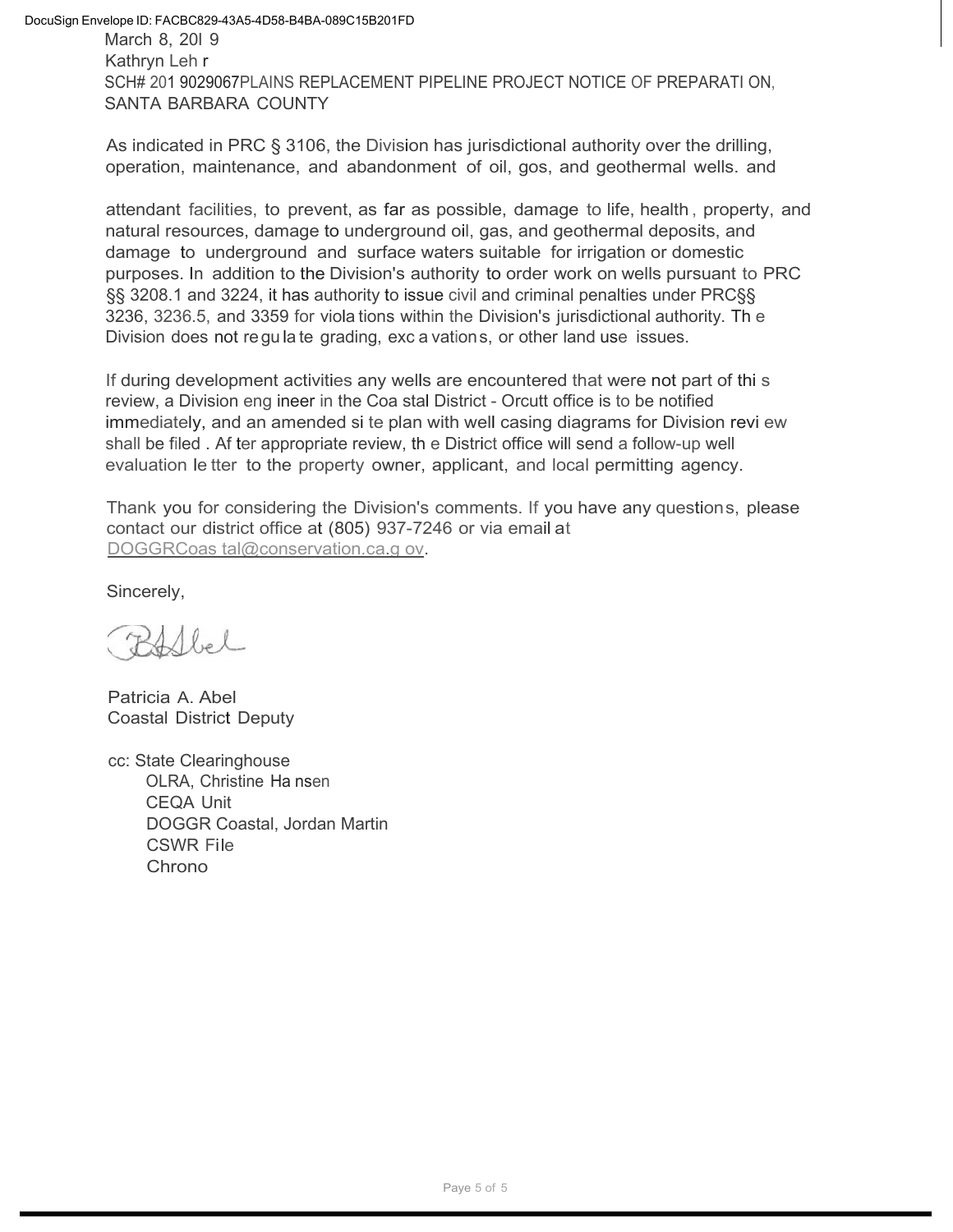March 8, 2019
Kathryn Lehr
SCH# 2019029067 PLAINS REPLACEMENT PIPELINE PROJECT NOTICE OF PREPARATION, SANTA BARBARA COUNTY

As indicated in PRC § 3106, the Division has jurisdictional authority over the drilling, operation, maintenance, and abandonment of oil, gos, and geothermal wells. and

attendant facilities, to prevent, as far as possible, damage to life, health, property, and natural resources, damage to underground oil, gas, and geothermal deposits, and damage to underground and surface waters suitable for irrigation or domestic purposes. In addition to the Division's authority to order work on wells pursuant to PRC §§ 3208.1 and 3224, it has authority to issue civil and criminal penalties under PRC§§ 3236, 3236.5, and 3359 for violations within the Division's jurisdictional authority. The Division does not regulate grading, excavations, or other land use issues.

If during development activities any wells are encountered that were not part of this review, a Division engineer in the Coastal District - Orcutt office is to be notified immediately, and an amended site plan with well casing diagrams for Division review shall be filed. After appropriate review, the District office will send a follow-up well evaluation letter to the property owner, applicant, and local permitting agency.

Thank you for considering the Division's comments. If you have any questions, please contact our district office at (805) 937-7246 or via email at DOGGRCoastal@conservation.ca.gov.

Sincerely,

Patricia A. Abel
Coastal District Deputy

cc: State Clearinghouse
OLRA, Christine Hansen
CEQA Unit
DOGGR Coastal, Jordan Martin
CSWR File
Chrono